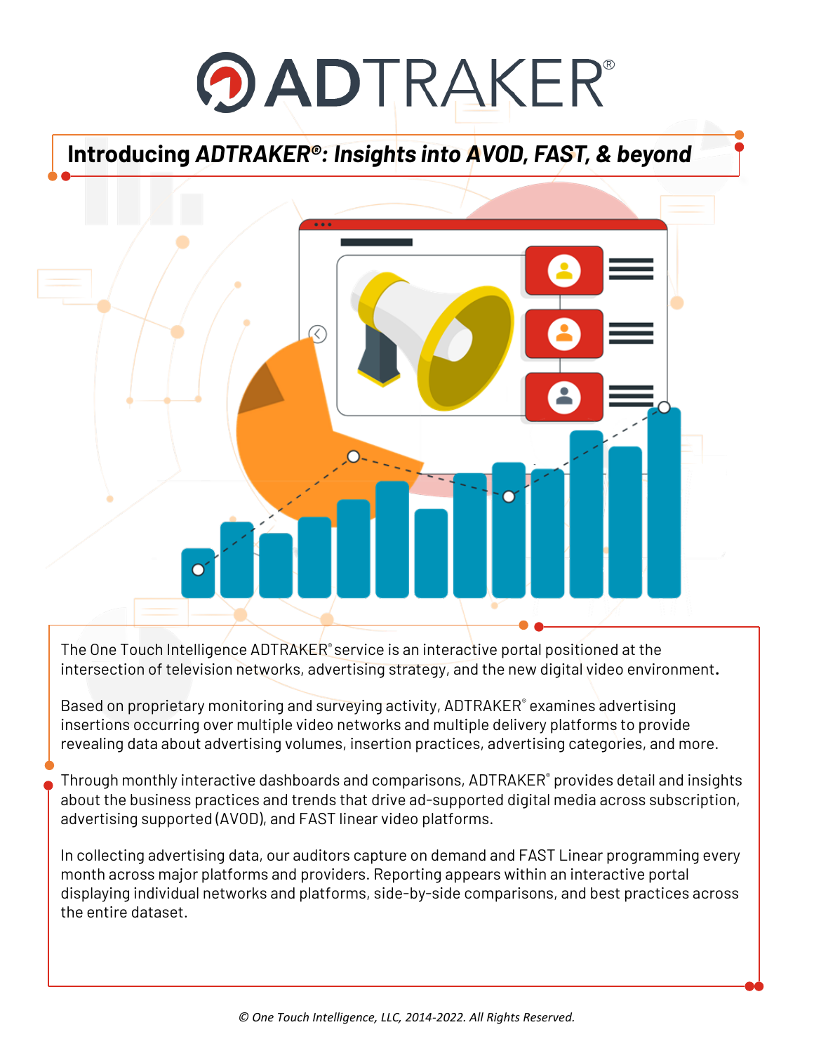# ADTRAKER®

## Introducing *ADTRAKER®: Insights into AVOD, FAST, & beyond*

The One Touch Intelligence ADTRAKER® service is an interactive portal positioned at the intersection of television networks, advertising strategy, and the new digital video environment.

Based on proprietary monitoring and surveying activity, ADTRAKER® examines advertising insertions occurring over multiple video networks and multiple delivery platforms to provide revealing data about advertising volumes, insertion practices, advertising categories, and more.

Through monthly interactive dashboards and comparisons, ADTRAKER® provides detail and insights about the business practices and trends that drive ad-supported digital media across subscription, advertising supported (AVOD), and FAST linear video platforms.

In collecting advertising data, our auditors capture on demand and FAST Linear programming every month across major platforms and providers. Reporting appears within an interactive portal displaying individual networks and platforms, side-by-side comparisons, and best practices across the entire dataset.

*© One Touch Intelligence, LLC, 2014-2022. All Rights Reserved.*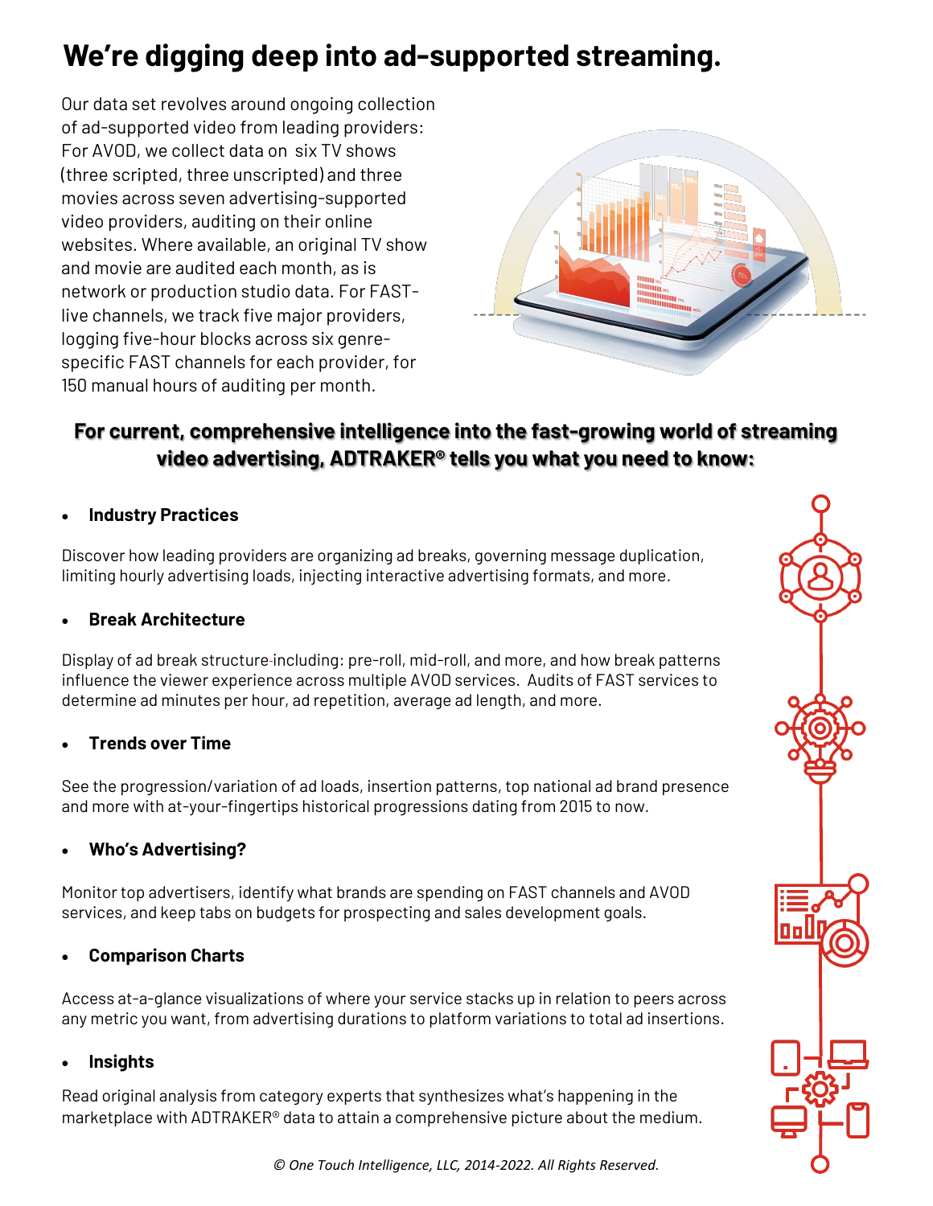# We're digging deep into ad-supported streaming.

Our data set revolves around ongoing collection of ad-supported video from leading providers: For AVOD, we collect data on six TV shows (three scripted, three unscripted) and three movies across seven advertising-supported video providers, auditing on their online websites. Where available, an original TV show and movie are audited each month, as is network or production studio data. For FAST-live channels, we track five major providers, logging five-hour blocks across six genre-specific FAST channels for each provider, for 150 manual hours of auditing per month.

**For current, comprehensive intelligence into the fast-growing world of streaming video advertising, ADTRAKER® tells you what you need to know:**

- **Industry Practices**

Discover how leading providers are organizing ad breaks, governing message duplication, limiting hourly advertising loads, injecting interactive advertising formats, and more.

- **Break Architecture**

Display of ad break structure-including: pre-roll, mid-roll, and more, and how break patterns influence the viewer experience across multiple AVOD services. Audits of FAST services to determine ad minutes per hour, ad repetition, average ad length, and more.

- **Trends over Time**

See the progression/variation of ad loads, insertion patterns, top national ad brand presence and more with at-your-fingertips historical progressions dating from 2015 to now.

- **Who's Advertising?**

Monitor top advertisers, identify what brands are spending on FAST channels and AVOD services, and keep tabs on budgets for prospecting and sales development goals.

- **Comparison Charts**

Access at-a-glance visualizations of where your service stacks up in relation to peers across any metric you want, from advertising durations to platform variations to total ad insertions.

- **Insights**

Read original analysis from category experts that synthesizes what's happening in the marketplace with ADTRAKER® data to attain a comprehensive picture about the medium.

*© One Touch Intelligence, LLC, 2014-2022. All Rights Reserved.*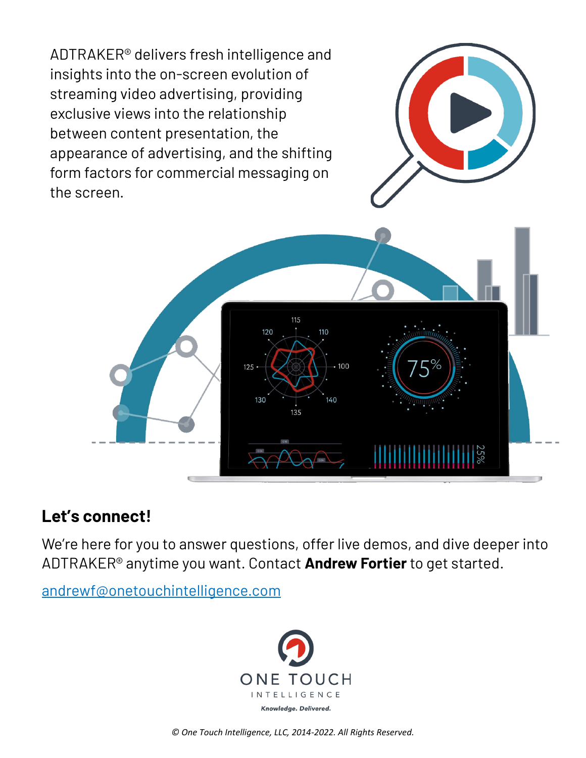ADTRAKER® delivers fresh intelligence and insights into the on-screen evolution of streaming video advertising, providing exclusive views into the relationship between content presentation, the appearance of advertising, and the shifting form factors for commercial messaging on the screen.

## Let's connect!

We're here for you to answer questions, offer live demos, and dive deeper into ADTRAKER® anytime you want. Contact **Andrew Fortier** to get started.

[andrewf@onetouchintelligence.com](mailto:andrewf@onetouchintelligence.com)

ONE TOUCH
INTELLIGENCE
*Knowledge. Delivered.*

*© One Touch Intelligence, LLC, 2014-2022. All Rights Reserved.*